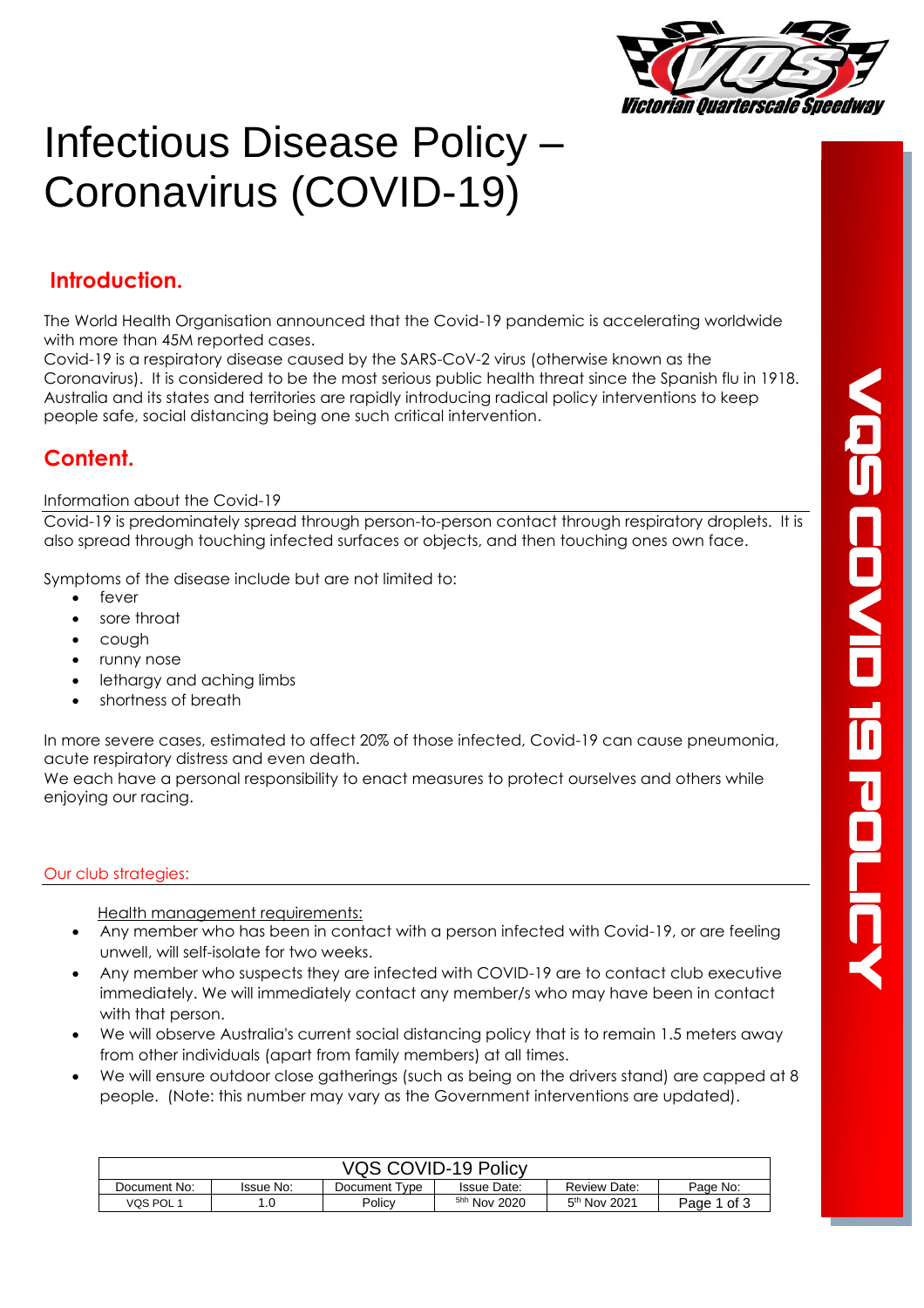# Infectious Disease Policy – Coronavirus (COVID-19)

## Introduction.

The World Health Organisation announced that the Covid-19 pandemic is accelerating worldwide with more than 45M reported cases.
Covid-19 is a respiratory disease caused by the SARS-CoV-2 virus (otherwise known as the Coronavirus). It is considered to be the most serious public health threat since the Spanish flu in 1918. Australia and its states and territories are rapidly introducing radical policy interventions to keep people safe, social distancing being one such critical intervention.

## Content.

### Information about the Covid-19

Covid-19 is predominately spread through person-to-person contact through respiratory droplets. It is also spread through touching infected surfaces or objects, and then touching ones own face.

Symptoms of the disease include but are not limited to:

- fever
- sore throat
- cough
- runny nose
- lethargy and aching limbs
- shortness of breath

In more severe cases, estimated to affect 20% of those infected, Covid-19 can cause pneumonia, acute respiratory distress and even death.
We each have a personal responsibility to enact measures to protect ourselves and others while enjoying our racing.

### Our club strategies:

Health management requirements:

- Any member who has been in contact with a person infected with Covid-19, or are feeling unwell, will self-isolate for two weeks.
- Any member who suspects they are infected with COVID-19 are to contact club executive immediately. We will immediately contact any member/s who may have been in contact with that person.
- We will observe Australia's current social distancing policy that is to remain 1.5 meters away from other individuals (apart from family members) at all times.
- We will ensure outdoor close gatherings (such as being on the drivers stand) are capped at 8 people. (Note: this number may vary as the Government interventions are updated).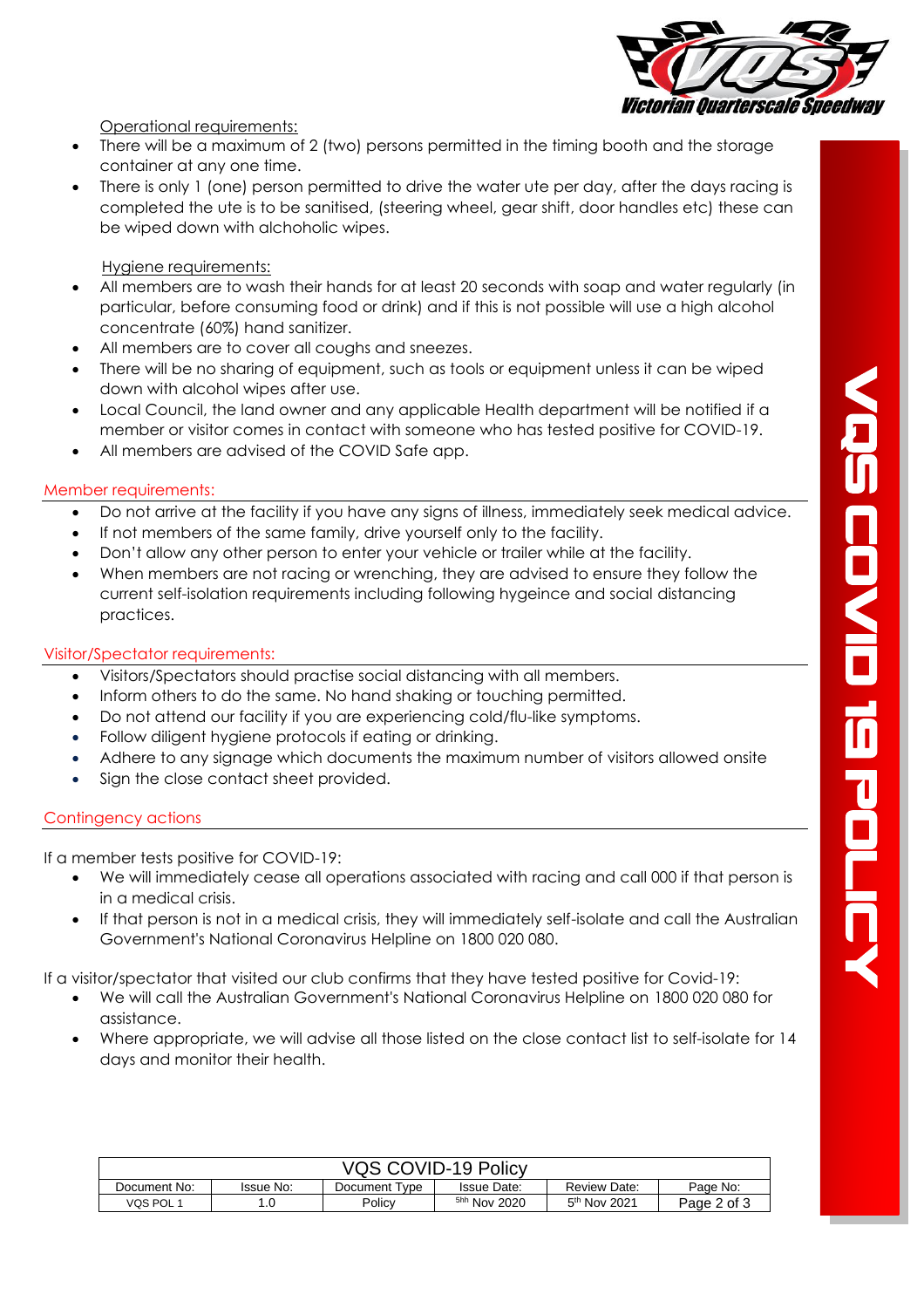Operational requirements:

- There will be a maximum of 2 (two) persons permitted in the timing booth and the storage container at any one time.
- There is only 1 (one) person permitted to drive the water ute per day, after the days racing is completed the ute is to be sanitised, (steering wheel, gear shift, door handles etc) these can be wiped down with alchoholic wipes.

Hygiene requirements:

- All members are to wash their hands for at least 20 seconds with soap and water regularly (in particular, before consuming food or drink) and if this is not possible will use a high alcohol concentrate (60%) hand sanitizer.
- All members are to cover all coughs and sneezes.
- There will be no sharing of equipment, such as tools or equipment unless it can be wiped down with alcohol wipes after use.
- Local Council, the land owner and any applicable Health department will be notified if a member or visitor comes in contact with someone who has tested positive for COVID-19.
- All members are advised of the COVID Safe app.

## Member requirements:

- Do not arrive at the facility if you have any signs of illness, immediately seek medical advice.
- If not members of the same family, drive yourself only to the facility.
- Don't allow any other person to enter your vehicle or trailer while at the facility.
- When members are not racing or wrenching, they are advised to ensure they follow the current self-isolation requirements including following hygeince and social distancing practices.

## Visitor/Spectator requirements:

- Visitors/Spectators should practise social distancing with all members.
- Inform others to do the same. No hand shaking or touching permitted.
- Do not attend our facility if you are experiencing cold/flu-like symptoms.
- Follow diligent hygiene protocols if eating or drinking.
- Adhere to any signage which documents the maximum number of visitors allowed onsite
- Sign the close contact sheet provided.

## Contingency actions

If a member tests positive for COVID-19:

- We will immediately cease all operations associated with racing and call 000 if that person is in a medical crisis.
- If that person is not in a medical crisis, they will immediately self-isolate and call the Australian Government's National Coronavirus Helpline on 1800 020 080.

If a visitor/spectator that visited our club confirms that they have tested positive for Covid-19:

- We will call the Australian Government's National Coronavirus Helpline on 1800 020 080 for assistance.
- Where appropriate, we will advise all those listed on the close contact list to self-isolate for 14 days and monitor their health.

| VQS COVID-19 Policy | | | | | |
|---|---|---|---|---|---|
| Document No: | Issue No: | Document Type | Issue Date: | Review Date: | Page No: |
| VQS POL 1 | 1.0 | Policy | 5hh Nov 2020 | 5th Nov 2021 | Page 2 of 3 |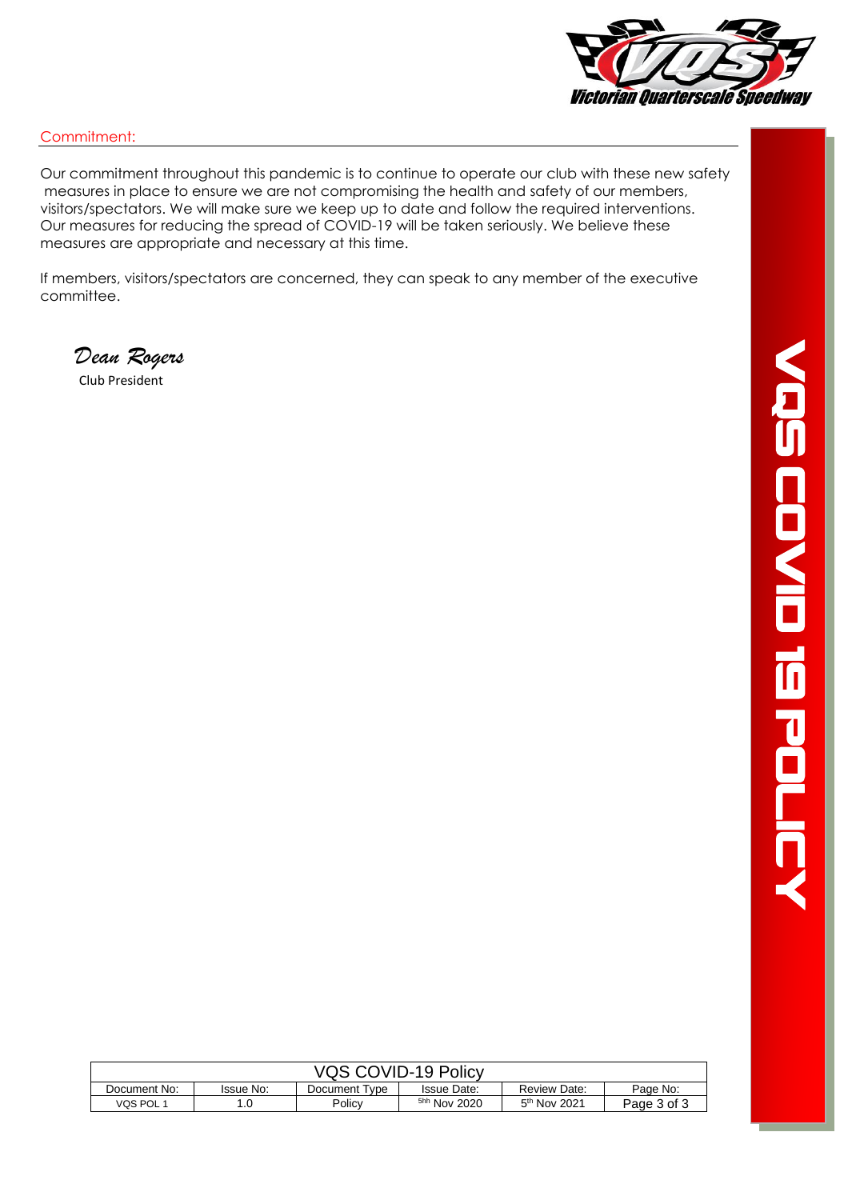## Commitment:

Our commitment throughout this pandemic is to continue to operate our club with these new safety measures in place to ensure we are not compromising the health and safety of our members, visitors/spectators. We will make sure we keep up to date and follow the required interventions. Our measures for reducing the spread of COVID-19 will be taken seriously. We believe these measures are appropriate and necessary at this time.

If members, visitors/spectators are concerned, they can speak to any member of the executive committee.

*Dean Rogers*

Club President

| VQS COVID-19 Policy | | | | | |
|---|---|---|---|---|---|
| Document No: | Issue No: | Document Type | Issue Date: | Review Date: | Page No: |
| VQS POL 1 | 1.0 | Policy | 5hh Nov 2020 | 5th Nov 2021 | Page 3 of 3 |